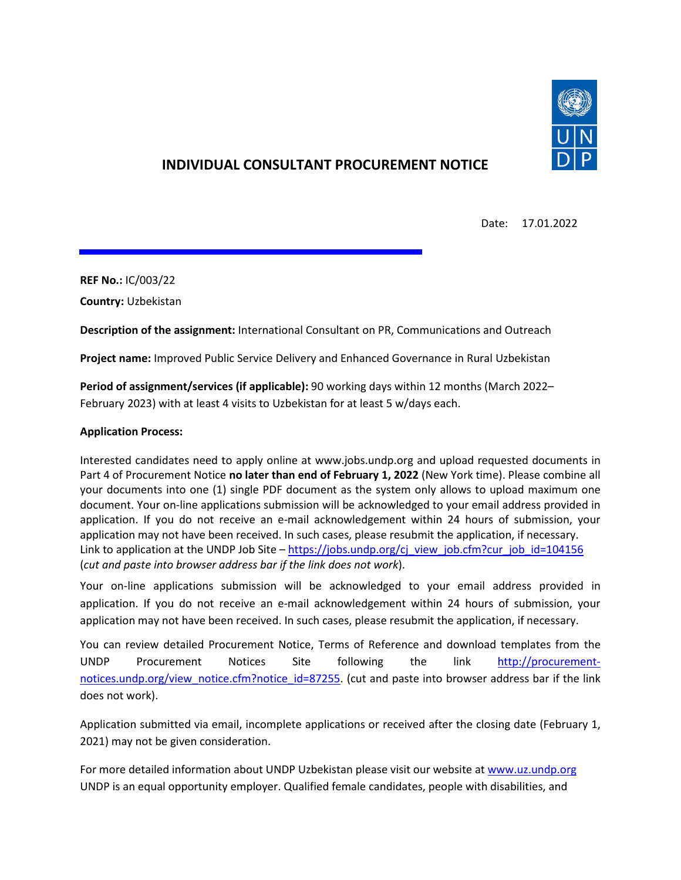# INDIVIDUAL CONSULTANT PROCUREMENT NOTICE

Date: 17.01.2022

**REF No.:** IC/003/22

**Country:** Uzbekistan

**Description of the assignment:** International Consultant on PR, Communications and Outreach

**Project name:** Improved Public Service Delivery and Enhanced Governance in Rural Uzbekistan

**Period of assignment/services (if applicable):** 90 working days within 12 months (March 2022–February 2023) with at least 4 visits to Uzbekistan for at least 5 w/days each.

**Application Process:**

Interested candidates need to apply online at www.jobs.undp.org and upload requested documents in Part 4 of Procurement Notice **no later than end of February 1, 2022** (New York time). Please combine all your documents into one (1) single PDF document as the system only allows to upload maximum one document. Your on-line applications submission will be acknowledged to your email address provided in application. If you do not receive an e-mail acknowledgement within 24 hours of submission, your application may not have been received. In such cases, please resubmit the application, if necessary. Link to application at the UNDP Job Site – [https://jobs.undp.org/cj_view_job.cfm?cur_job_id=104156](https://jobs.undp.org/cj_view_job.cfm?cur_job_id=104156) (*cut and paste into browser address bar if the link does not work*).

Your on-line applications submission will be acknowledged to your email address provided in application. If you do not receive an e-mail acknowledgement within 24 hours of submission, your application may not have been received. In such cases, please resubmit the application, if necessary.

You can review detailed Procurement Notice, Terms of Reference and download templates from the UNDP Procurement Notices Site following the link [http://procurement-notices.undp.org/view_notice.cfm?notice_id=87255](http://procurement-notices.undp.org/view_notice.cfm?notice_id=87255). (cut and paste into browser address bar if the link does not work).

Application submitted via email, incomplete applications or received after the closing date (February 1, 2021) may not be given consideration.

For more detailed information about UNDP Uzbekistan please visit our website at [www.uz.undp.org](www.uz.undp.org)
UNDP is an equal opportunity employer. Qualified female candidates, people with disabilities, and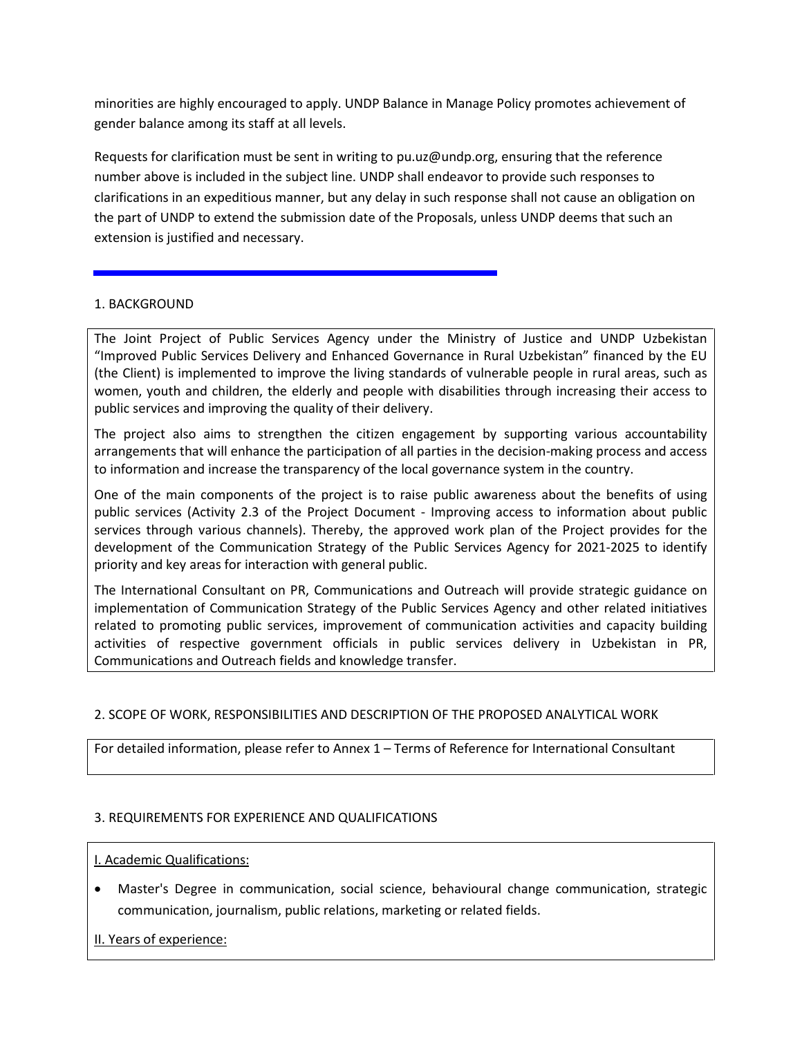minorities are highly encouraged to apply. UNDP Balance in Manage Policy promotes achievement of gender balance among its staff at all levels.

Requests for clarification must be sent in writing to pu.uz@undp.org, ensuring that the reference number above is included in the subject line. UNDP shall endeavor to provide such responses to clarifications in an expeditious manner, but any delay in such response shall not cause an obligation on the part of UNDP to extend the submission date of the Proposals, unless UNDP deems that such an extension is justified and necessary.

---

## 1. BACKGROUND

The Joint Project of Public Services Agency under the Ministry of Justice and UNDP Uzbekistan "Improved Public Services Delivery and Enhanced Governance in Rural Uzbekistan" financed by the EU (the Client) is implemented to improve the living standards of vulnerable people in rural areas, such as women, youth and children, the elderly and people with disabilities through increasing their access to public services and improving the quality of their delivery.

The project also aims to strengthen the citizen engagement by supporting various accountability arrangements that will enhance the participation of all parties in the decision-making process and access to information and increase the transparency of the local governance system in the country.

One of the main components of the project is to raise public awareness about the benefits of using public services (Activity 2.3 of the Project Document - Improving access to information about public services through various channels). Thereby, the approved work plan of the Project provides for the development of the Communication Strategy of the Public Services Agency for 2021-2025 to identify priority and key areas for interaction with general public.

The International Consultant on PR, Communications and Outreach will provide strategic guidance on implementation of Communication Strategy of the Public Services Agency and other related initiatives related to promoting public services, improvement of communication activities and capacity building activities of respective government officials in public services delivery in Uzbekistan in PR, Communications and Outreach fields and knowledge transfer.

## 2. SCOPE OF WORK, RESPONSIBILITIES AND DESCRIPTION OF THE PROPOSED ANALYTICAL WORK

For detailed information, please refer to Annex 1 – Terms of Reference for International Consultant

## 3. REQUIREMENTS FOR EXPERIENCE AND QUALIFICATIONS

<u>I. Academic Qualifications:</u>

- Master's Degree in communication, social science, behavioural change communication, strategic communication, journalism, public relations, marketing or related fields.

<u>II. Years of experience:</u>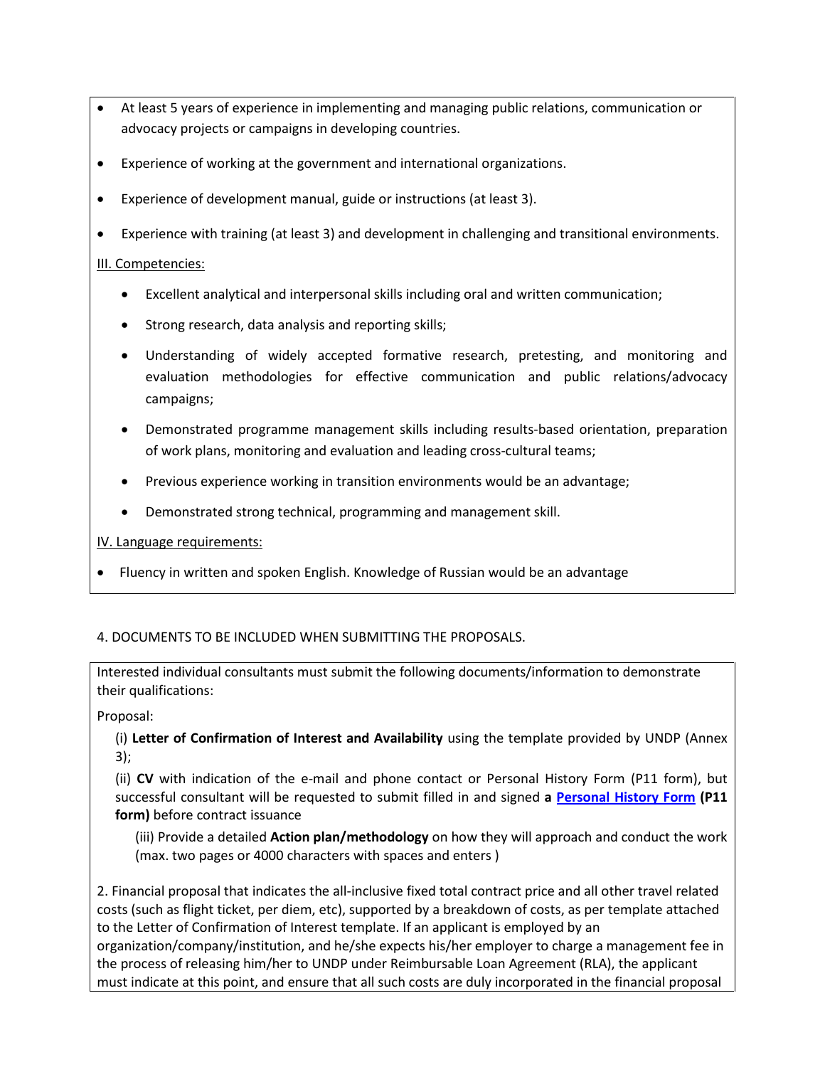- At least 5 years of experience in implementing and managing public relations, communication or advocacy projects or campaigns in developing countries.
- Experience of working at the government and international organizations.
- Experience of development manual, guide or instructions (at least 3).
- Experience with training (at least 3) and development in challenging and transitional environments.

III. Competencies:

- Excellent analytical and interpersonal skills including oral and written communication;
- Strong research, data analysis and reporting skills;
- Understanding of widely accepted formative research, pretesting, and monitoring and evaluation methodologies for effective communication and public relations/advocacy campaigns;
- Demonstrated programme management skills including results-based orientation, preparation of work plans, monitoring and evaluation and leading cross-cultural teams;
- Previous experience working in transition environments would be an advantage;
- Demonstrated strong technical, programming and management skill.

IV. Language requirements:

- Fluency in written and spoken English. Knowledge of Russian would be an advantage

4. DOCUMENTS TO BE INCLUDED WHEN SUBMITTING THE PROPOSALS.

Interested individual consultants must submit the following documents/information to demonstrate their qualifications:

Proposal:

(i) **Letter of Confirmation of Interest and Availability** using the template provided by UNDP (Annex 3);

(ii) **CV** with indication of the e-mail and phone contact or Personal History Form (P11 form), but successful consultant will be requested to submit filled in and signed **a Personal History Form (P11 form)** before contract issuance

(iii) Provide a detailed **Action plan/methodology** on how they will approach and conduct the work (max. two pages or 4000 characters with spaces and enters )

2. Financial proposal that indicates the all-inclusive fixed total contract price and all other travel related costs (such as flight ticket, per diem, etc), supported by a breakdown of costs, as per template attached to the Letter of Confirmation of Interest template. If an applicant is employed by an organization/company/institution, and he/she expects his/her employer to charge a management fee in the process of releasing him/her to UNDP under Reimbursable Loan Agreement (RLA), the applicant must indicate at this point, and ensure that all such costs are duly incorporated in the financial proposal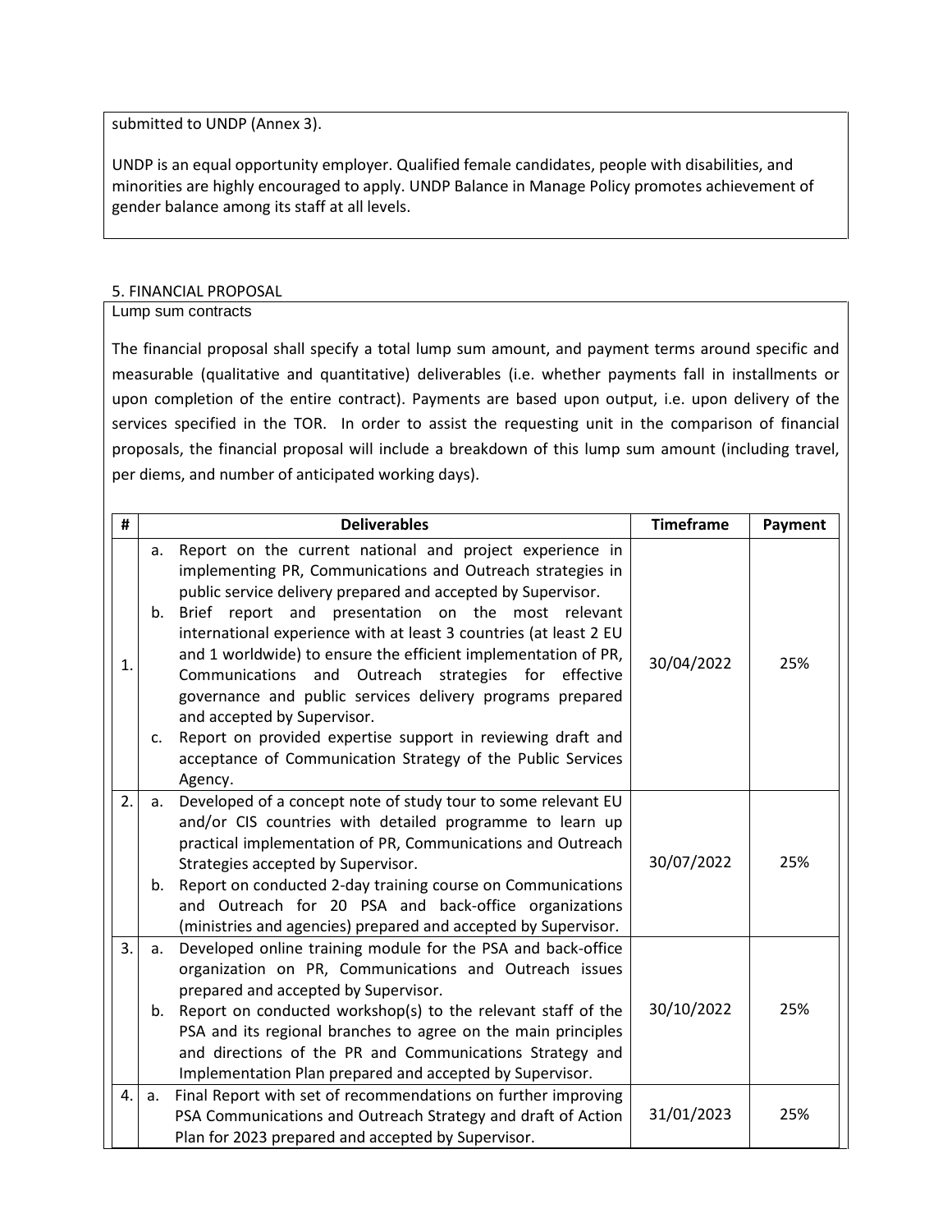submitted to UNDP (Annex 3).

UNDP is an equal opportunity employer. Qualified female candidates, people with disabilities, and minorities are highly encouraged to apply. UNDP Balance in Manage Policy promotes achievement of gender balance among its staff at all levels.

## 5. FINANCIAL PROPOSAL

Lump sum contracts

The financial proposal shall specify a total lump sum amount, and payment terms around specific and measurable (qualitative and quantitative) deliverables (i.e. whether payments fall in installments or upon completion of the entire contract). Payments are based upon output, i.e. upon delivery of the services specified in the TOR. In order to assist the requesting unit in the comparison of financial proposals, the financial proposal will include a breakdown of this lump sum amount (including travel, per diems, and number of anticipated working days).

| # | Deliverables | Timeframe | Payment |
|---|---|---|---|
| 1. | a. Report on the current national and project experience in implementing PR, Communications and Outreach strategies in public service delivery prepared and accepted by Supervisor.<br>b. Brief report and presentation on the most relevant international experience with at least 3 countries (at least 2 EU and 1 worldwide) to ensure the efficient implementation of PR, Communications and Outreach strategies for effective governance and public services delivery programs prepared and accepted by Supervisor.<br>c. Report on provided expertise support in reviewing draft and acceptance of Communication Strategy of the Public Services Agency. | 30/04/2022 | 25% |
| 2. | a. Developed of a concept note of study tour to some relevant EU and/or CIS countries with detailed programme to learn up practical implementation of PR, Communications and Outreach Strategies accepted by Supervisor.<br>b. Report on conducted 2-day training course on Communications and Outreach for 20 PSA and back-office organizations (ministries and agencies) prepared and accepted by Supervisor. | 30/07/2022 | 25% |
| 3. | a. Developed online training module for the PSA and back-office organization on PR, Communications and Outreach issues prepared and accepted by Supervisor.<br>b. Report on conducted workshop(s) to the relevant staff of the PSA and its regional branches to agree on the main principles and directions of the PR and Communications Strategy and Implementation Plan prepared and accepted by Supervisor. | 30/10/2022 | 25% |
| 4. | a. Final Report with set of recommendations on further improving PSA Communications and Outreach Strategy and draft of Action Plan for 2023 prepared and accepted by Supervisor. | 31/01/2023 | 25% |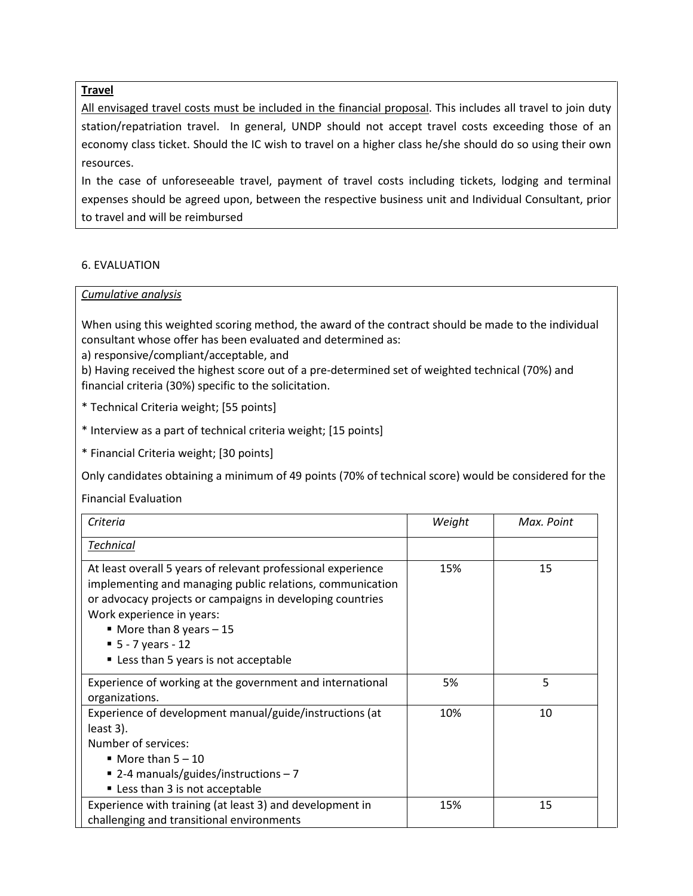**Travel**

<u>All envisaged travel costs must be included in the financial proposal</u>. This includes all travel to join duty station/repatriation travel. In general, UNDP should not accept travel costs exceeding those of an economy class ticket. Should the IC wish to travel on a higher class he/she should do so using their own resources.

In the case of unforeseeable travel, payment of travel costs including tickets, lodging and terminal expenses should be agreed upon, between the respective business unit and Individual Consultant, prior to travel and will be reimbursed

6. EVALUATION

*Cumulative analysis*

When using this weighted scoring method, the award of the contract should be made to the individual consultant whose offer has been evaluated and determined as:

a) responsive/compliant/acceptable, and

b) Having received the highest score out of a pre-determined set of weighted technical (70%) and financial criteria (30%) specific to the solicitation.

* Technical Criteria weight; [55 points]

* Interview as a part of technical criteria weight; [15 points]

* Financial Criteria weight; [30 points]

Only candidates obtaining a minimum of 49 points (70% of technical score) would be considered for the Financial Evaluation

| *Criteria* | *Weight* | *Max. Point* |
|---|---|---|
| *Technical* | | |
| At least overall 5 years of relevant professional experience implementing and managing public relations, communication or advocacy projects or campaigns in developing countries<br>Work experience in years:<br>▪ More than 8 years – 15<br>▪ 5 - 7 years - 12<br>▪ Less than 5 years is not acceptable | 15% | 15 |
| Experience of working at the government and international organizations. | 5% | 5 |
| Experience of development manual/guide/instructions (at least 3).<br>Number of services:<br>▪ More than 5 – 10<br>▪ 2-4 manuals/guides/instructions – 7<br>▪ Less than 3 is not acceptable | 10% | 10 |
| Experience with training (at least 3) and development in challenging and transitional environments | 15% | 15 |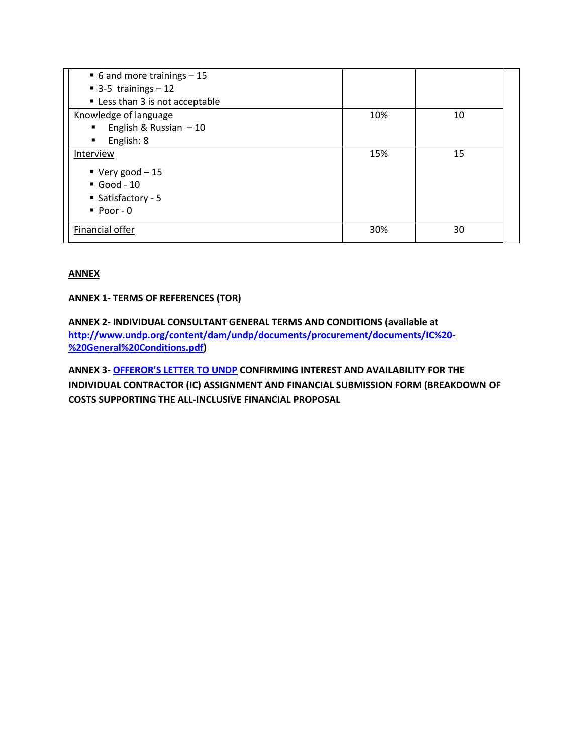| | | |
|---|---|---|
| ▪ 6 and more trainings – 15<br>▪ 3-5 trainings – 12<br>▪ Less than 3 is not acceptable | | |
| Knowledge of language<br>▪ English & Russian – 10<br>▪ English: 8 | 10% | 10 |
| Interview<br>▪ Very good – 15<br>▪ Good - 10<br>▪ Satisfactory - 5<br>▪ Poor - 0 | 15% | 15 |
| Financial offer | 30% | 30 |

**ANNEX**

**ANNEX 1- TERMS OF REFERENCES (TOR)**

**ANNEX 2- INDIVIDUAL CONSULTANT GENERAL TERMS AND CONDITIONS (available at [http://www.undp.org/content/dam/undp/documents/procurement/documents/IC%20-%20General%20Conditions.pdf](http://www.undp.org/content/dam/undp/documents/procurement/documents/IC%20-%20General%20Conditions.pdf))**

**ANNEX 3- OFFEROR'S LETTER TO UNDP CONFIRMING INTEREST AND AVAILABILITY FOR THE INDIVIDUAL CONTRACTOR (IC) ASSIGNMENT AND FINANCIAL SUBMISSION FORM (BREAKDOWN OF COSTS SUPPORTING THE ALL-INCLUSIVE FINANCIAL PROPOSAL**